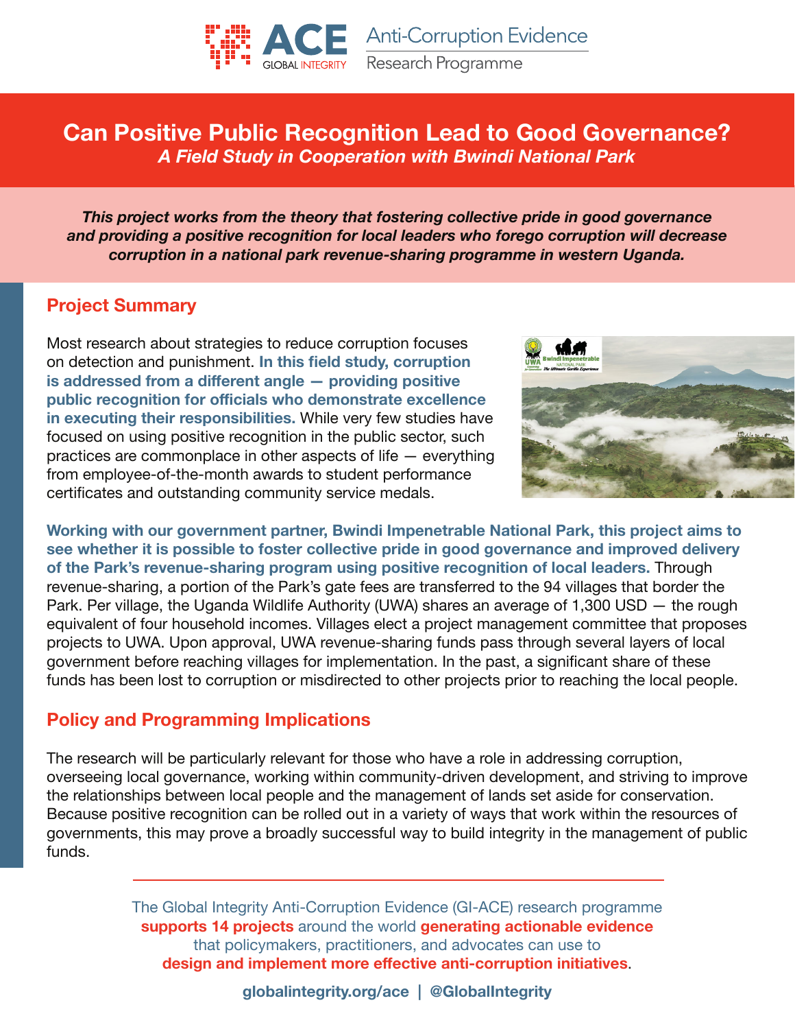ACE Anti-Corruption Evidence Research Programme
GLOBAL INTEGRITY

# Can Positive Public Recognition Lead to Good Governance?

***A Field Study in Cooperation with Bwindi National Park***

***This project works from the theory that fostering collective pride in good governance and providing a positive recognition for local leaders who forego corruption will decrease corruption in a national park revenue-sharing programme in western Uganda.***

## Project Summary

Most research about strategies to reduce corruption focuses on detection and punishment. **In this field study, corruption is addressed from a different angle — providing positive public recognition for officials who demonstrate excellence in executing their responsibilities.** While very few studies have focused on using positive recognition in the public sector, such practices are commonplace in other aspects of life — everything from employee-of-the-month awards to student performance certificates and outstanding community service medals.

**Working with our government partner, Bwindi Impenetrable National Park, this project aims to see whether it is possible to foster collective pride in good governance and improved delivery of the Park's revenue-sharing program using positive recognition of local leaders.** Through revenue-sharing, a portion of the Park's gate fees are transferred to the 94 villages that border the Park. Per village, the Uganda Wildlife Authority (UWA) shares an average of 1,300 USD — the rough equivalent of four household incomes. Villages elect a project management committee that proposes projects to UWA. Upon approval, UWA revenue-sharing funds pass through several layers of local government before reaching villages for implementation. In the past, a significant share of these funds has been lost to corruption or misdirected to other projects prior to reaching the local people.

## Policy and Programming Implications

The research will be particularly relevant for those who have a role in addressing corruption, overseeing local governance, working within community-driven development, and striving to improve the relationships between local people and the management of lands set aside for conservation. Because positive recognition can be rolled out in a variety of ways that work within the resources of governments, this may prove a broadly successful way to build integrity in the management of public funds.

The Global Integrity Anti-Corruption Evidence (GI-ACE) research programme **supports 14 projects** around the world **generating actionable evidence** that policymakers, practitioners, and advocates can use to **design and implement more effective anti-corruption initiatives**.

**globalintegrity.org/ace | @GlobalIntegrity**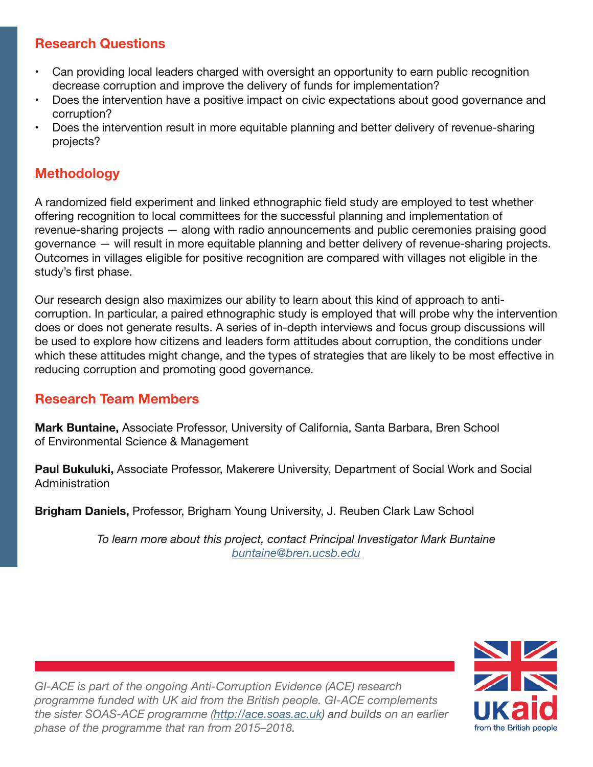## Research Questions

- Can providing local leaders charged with oversight an opportunity to earn public recognition decrease corruption and improve the delivery of funds for implementation?
- Does the intervention have a positive impact on civic expectations about good governance and corruption?
- Does the intervention result in more equitable planning and better delivery of revenue-sharing projects?

## Methodology

A randomized field experiment and linked ethnographic field study are employed to test whether offering recognition to local committees for the successful planning and implementation of revenue-sharing projects — along with radio announcements and public ceremonies praising good governance — will result in more equitable planning and better delivery of revenue-sharing projects. Outcomes in villages eligible for positive recognition are compared with villages not eligible in the study's first phase.

Our research design also maximizes our ability to learn about this kind of approach to anti-corruption. In particular, a paired ethnographic study is employed that will probe why the intervention does or does not generate results. A series of in-depth interviews and focus group discussions will be used to explore how citizens and leaders form attitudes about corruption, the conditions under which these attitudes might change, and the types of strategies that are likely to be most effective in reducing corruption and promoting good governance.

## Research Team Members

**Mark Buntaine,** Associate Professor, University of California, Santa Barbara, Bren School of Environmental Science & Management

**Paul Bukuluki,** Associate Professor, Makerere University, Department of Social Work and Social Administration

**Brigham Daniels,** Professor, Brigham Young University, J. Reuben Clark Law School

*To learn more about this project, contact Principal Investigator Mark Buntaine*
buntaine@bren.ucsb.edu

*GI-ACE is part of the ongoing Anti-Corruption Evidence (ACE) research programme funded with UK aid from the British people. GI-ACE complements the sister SOAS-ACE programme (http://ace.soas.ac.uk) and builds on an earlier phase of the programme that ran from 2015–2018.*

UKaid from the British people